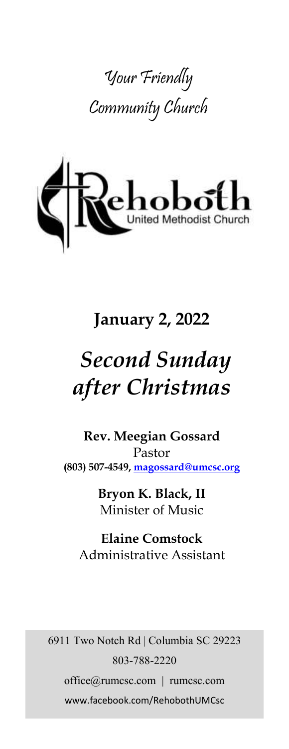# Your Friendly Community Church

Rehoboth United Methodist Church

**January 2, 2022**

# *Second Sunday after Christmas*

**Rev. Meegian Gossard**
Pastor
**(803) 507-4549, magossard@umcsc.org**

**Bryon K. Black, II**
Minister of Music

**Elaine Comstock**
Administrative Assistant

6911 Two Notch Rd | Columbia SC 29223
803-788-2220
office@rumcsc.com | rumcsc.com
www.facebook.com/RehobothUMCsc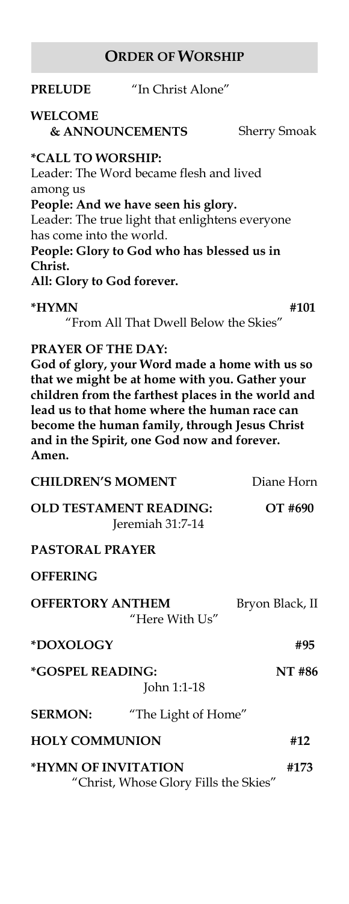## ORDER OF WORSHIP

**PRELUDE** "In Christ Alone"

**WELCOME & ANNOUNCEMENTS** Sherry Smoak

**\*CALL TO WORSHIP:**

Leader: The Word became flesh and lived among us

**People: And we have seen his glory.**

Leader: The true light that enlightens everyone has come into the world.

**People: Glory to God who has blessed us in Christ.**

**All: Glory to God forever.**

**\*HYMN** **#101**

"From All That Dwell Below the Skies"

**PRAYER OF THE DAY:**

**God of glory, your Word made a home with us so that we might be at home with you. Gather your children from the farthest places in the world and lead us to that home where the human race can become the human family, through Jesus Christ and in the Spirit, one God now and forever. Amen.**

**CHILDREN'S MOMENT** Diane Horn

**OLD TESTAMENT READING:** **OT #690**

Jeremiah 31:7-14

**PASTORAL PRAYER**

**OFFERING**

**OFFERTORY ANTHEM** Bryon Black, II

"Here With Us"

**\*DOXOLOGY** **#95**

**\*GOSPEL READING:** **NT #86**

John 1:1-18

**SERMON:** "The Light of Home"

**HOLY COMMUNION** **#12**

**\*HYMN OF INVITATION** **#173**

"Christ, Whose Glory Fills the Skies"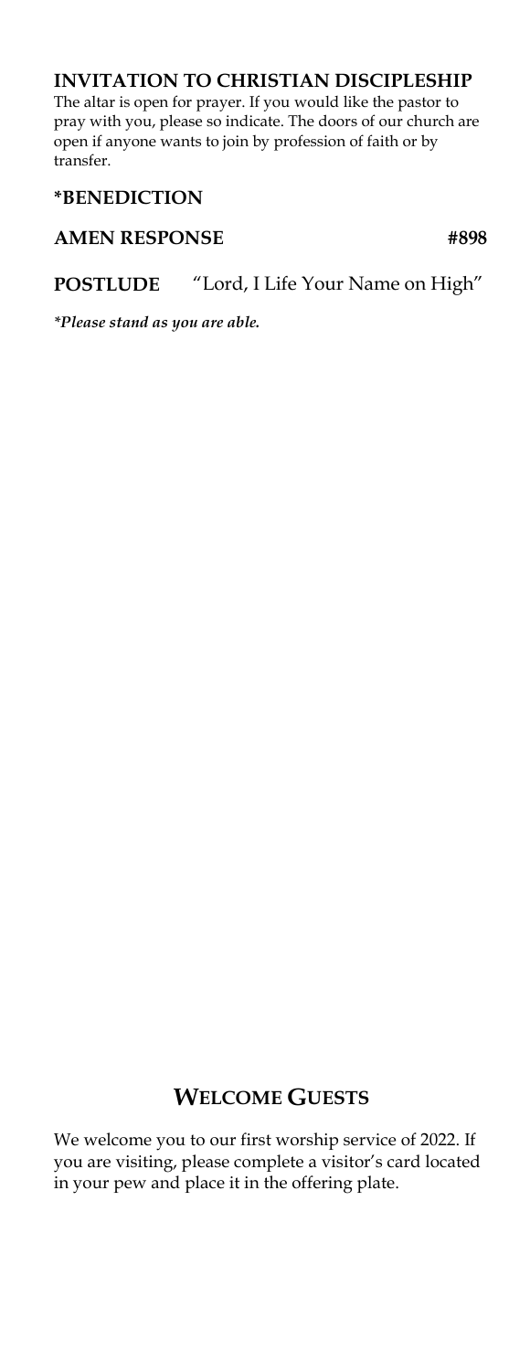**INVITATION TO CHRISTIAN DISCIPLESHIP**

The altar is open for prayer. If you would like the pastor to pray with you, please so indicate. The doors of our church are open if anyone wants to join by profession of faith or by transfer.

**\*BENEDICTION**

**AMEN RESPONSE** **#898**

**POSTLUDE** "Lord, I Life Your Name on High"

***Please stand as you are able.***

## WELCOME GUESTS

We welcome you to our first worship service of 2022. If you are visiting, please complete a visitor's card located in your pew and place it in the offering plate.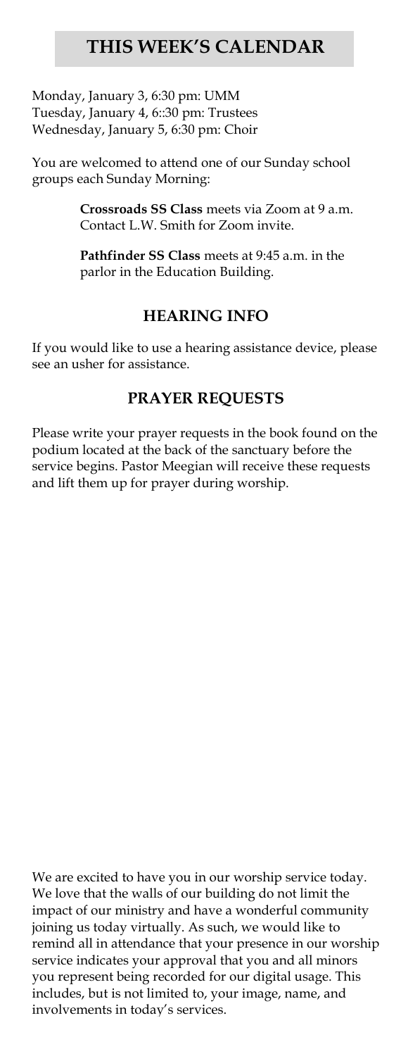## THIS WEEK'S CALENDAR

Monday, January 3, 6:30 pm: UMM
Tuesday, January 4, 6::30 pm: Trustees
Wednesday, January 5, 6:30 pm: Choir

You are welcomed to attend one of our Sunday school groups each Sunday Morning:

> **Crossroads SS Class** meets via Zoom at 9 a.m. Contact L.W. Smith for Zoom invite.
>
> **Pathfinder SS Class** meets at 9:45 a.m. in the parlor in the Education Building.

## HEARING INFO

If you would like to use a hearing assistance device, please see an usher for assistance.

## PRAYER REQUESTS

Please write your prayer requests in the book found on the podium located at the back of the sanctuary before the service begins. Pastor Meegian will receive these requests and lift them up for prayer during worship.

We are excited to have you in our worship service today. We love that the walls of our building do not limit the impact of our ministry and have a wonderful community joining us today virtually. As such, we would like to remind all in attendance that your presence in our worship service indicates your approval that you and all minors you represent being recorded for our digital usage. This includes, but is not limited to, your image, name, and involvements in today's services.